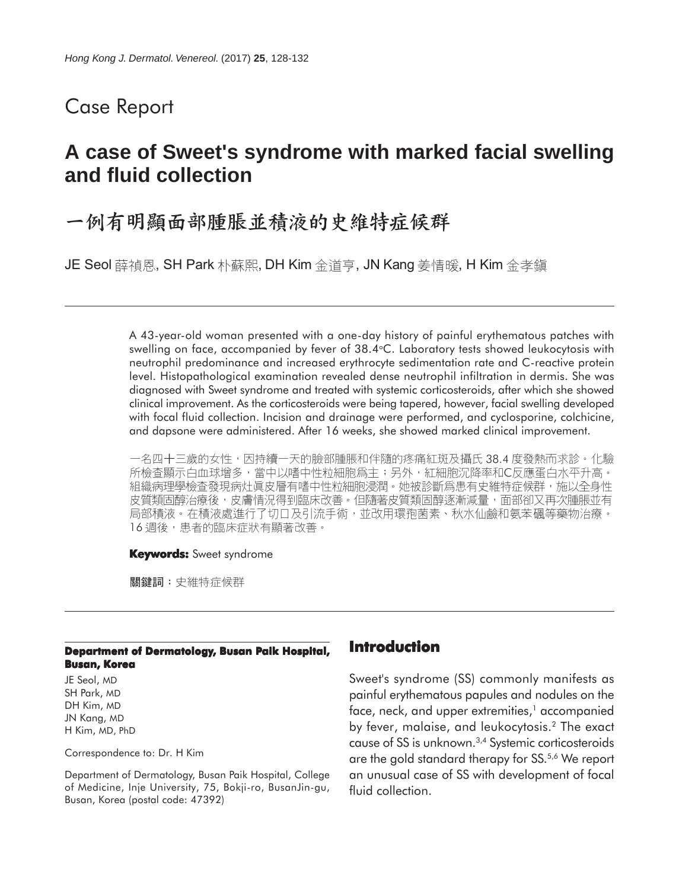## Case Report

# A case of Sweet's syndrome with marked facial swelling and fluid collection

# 一例有明顯面部腫脹並積液的史維特症候群

JE Seol 薛禎恩, SH Park 朴蘇熙, DH Kim 金道亨, JN Kang 姜情暖, H Kim 金孝鎮

A 43-year-old woman presented with a one-day history of painful erythematous patches with swelling on face, accompanied by fever of 38.4°C. Laboratory tests showed leukocytosis with neutrophil predominance and increased erythrocyte sedimentation rate and C-reactive protein level. Histopathological examination revealed dense neutrophil infiltration in dermis. She was diagnosed with Sweet syndrome and treated with systemic corticosteroids, after which she showed clinical improvement. As the corticosteroids were being tapered, however, facial swelling developed with focal fluid collection. Incision and drainage were performed, and cyclosporine, colchicine, and dapsone were administered. After 16 weeks, she showed marked clinical improvement.

一名四十三歲的女性，因持續一天的臉部腫脹和伴隨的疼痛紅斑及攝氏 38.4 度發熱而求診。化驗所檢查顯示白血球增多，當中以嗜中性粒細胞爲主；另外，紅細胞沉降率和C反應蛋白水平升高。組織病理學檢查發現病灶真皮層有嗜中性粒細胞浸潤。她被診斷爲患有史維特症候群，施以全身性皮質類固醇治療後，皮膚情況得到臨床改善。但隨著皮質類固醇逐漸減量，面部卻又再次腫脹並有局部積液。在積液處進行了切口及引流手術，並改用環孢菌素、秋水仙鹼和氨苯砜等藥物治療。16 週後，患者的臨床症狀有顯著改善。

**Keywords:** Sweet syndrome

**關鍵詞**：史維特症候群

**Department of Dermatology, Busan Paik Hospital, Busan, Korea**

JE Seol, MD
SH Park, MD
DH Kim, MD
JN Kang, MD
H Kim, MD, PhD

Correspondence to: Dr. H Kim

Department of Dermatology, Busan Paik Hospital, College of Medicine, Inje University, 75, Bokji-ro, BusanJin-gu, Busan, Korea (postal code: 47392)

## Introduction

Sweet's syndrome (SS) commonly manifests as painful erythematous papules and nodules on the face, neck, and upper extremities,[1] accompanied by fever, malaise, and leukocytosis.[2] The exact cause of SS is unknown.[3,4] Systemic corticosteroids are the gold standard therapy for SS.[5,6] We report an unusual case of SS with development of focal fluid collection.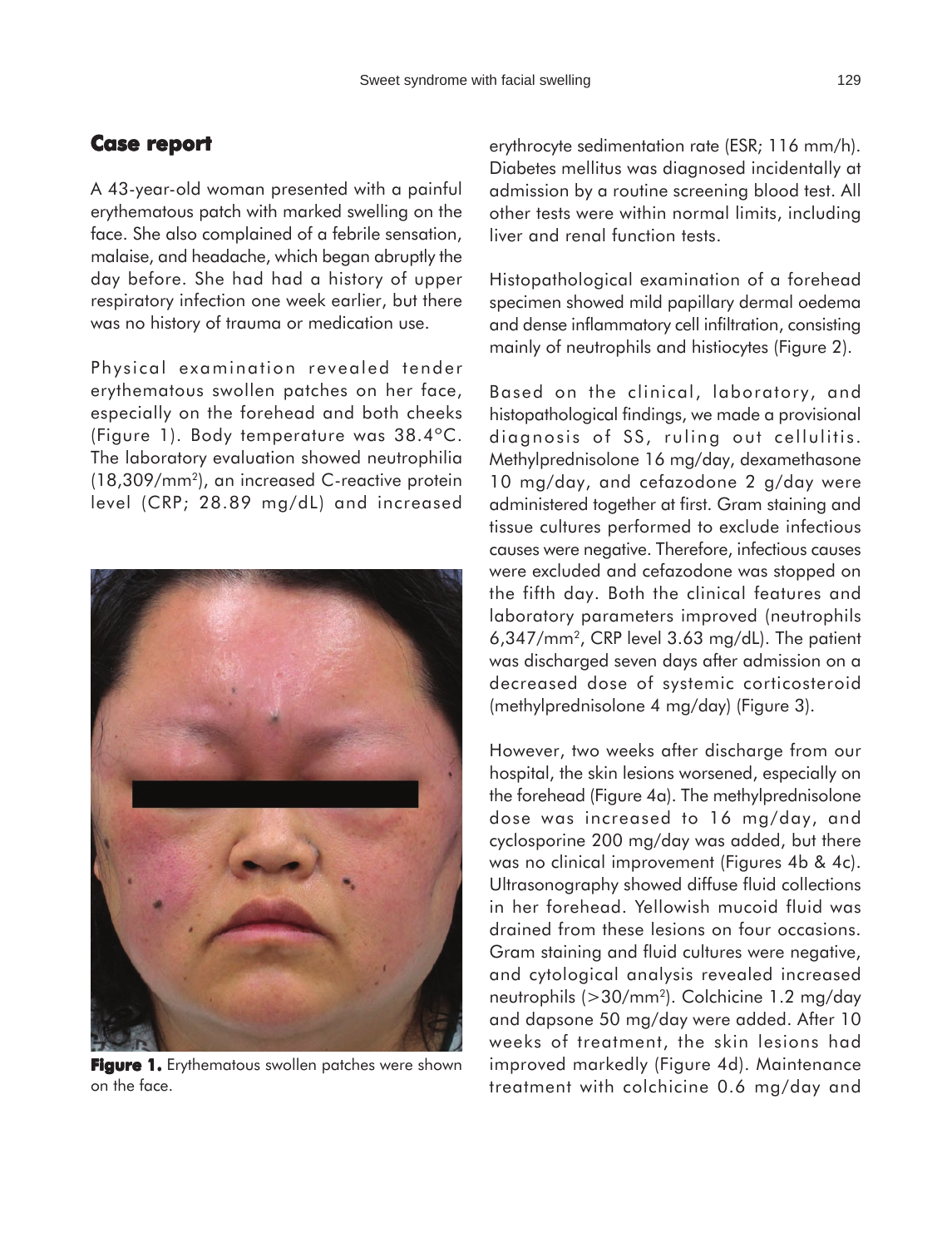## Case report

A 43-year-old woman presented with a painful erythematous patch with marked swelling on the face. She also complained of a febrile sensation, malaise, and headache, which began abruptly the day before. She had had a history of upper respiratory infection one week earlier, but there was no history of trauma or medication use.

Physical examination revealed tender erythematous swollen patches on her face, especially on the forehead and both cheeks (Figure 1). Body temperature was 38.4°C. The laboratory evaluation showed neutrophilia ($18,309/mm^2$), an increased C-reactive protein level (CRP; 28.89 mg/dL) and increased erythrocyte sedimentation rate (ESR; 116 mm/h). Diabetes mellitus was diagnosed incidentally at admission by a routine screening blood test. All other tests were within normal limits, including liver and renal function tests.

**Figure 1.** Erythematous swollen patches were shown on the face.

Histopathological examination of a forehead specimen showed mild papillary dermal oedema and dense inflammatory cell infiltration, consisting mainly of neutrophils and histiocytes (Figure 2).

Based on the clinical, laboratory, and histopathological findings, we made a provisional diagnosis of SS, ruling out cellulitis. Methylprednisolone 16 mg/day, dexamethasone 10 mg/day, and cefazodone 2 g/day were administered together at first. Gram staining and tissue cultures performed to exclude infectious causes were negative. Therefore, infectious causes were excluded and cefazodone was stopped on the fifth day. Both the clinical features and laboratory parameters improved (neutrophils $6,347/mm^2$, CRP level 3.63 mg/dL). The patient was discharged seven days after admission on a decreased dose of systemic corticosteroid (methylprednisolone 4 mg/day) (Figure 3).

However, two weeks after discharge from our hospital, the skin lesions worsened, especially on the forehead (Figure 4a). The methylprednisolone dose was increased to 16 mg/day, and cyclosporine 200 mg/day was added, but there was no clinical improvement (Figures 4b & 4c). Ultrasonography showed diffuse fluid collections in her forehead. Yellowish mucoid fluid was drained from these lesions on four occasions. Gram staining and fluid cultures were negative, and cytological analysis revealed increased neutrophils ($>30/mm^2$). Colchicine 1.2 mg/day and dapsone 50 mg/day were added. After 10 weeks of treatment, the skin lesions had improved markedly (Figure 4d). Maintenance treatment with colchicine 0.6 mg/day and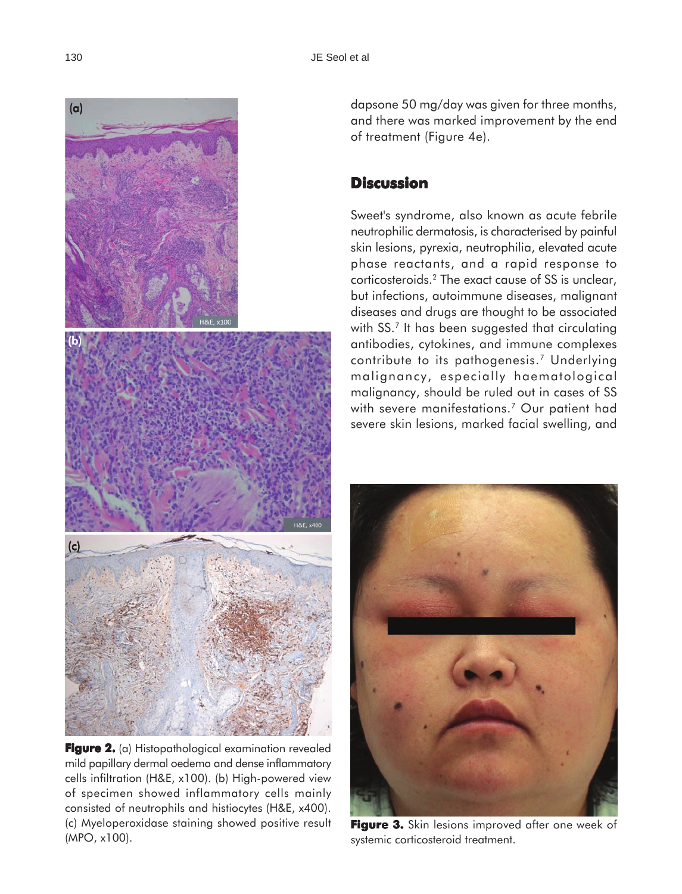**Figure 2.** (a) Histopathological examination revealed mild papillary dermal oedema and dense inflammatory cells infiltration (H&E, x100). (b) High-powered view of specimen showed inflammatory cells mainly consisted of neutrophils and histiocytes (H&E, x400). (c) Myeloperoxidase staining showed positive result (MPO, x100).

dapsone 50 mg/day was given for three months, and there was marked improvement by the end of treatment (Figure 4e).

## Discussion

Sweet's syndrome, also known as acute febrile neutrophilic dermatosis, is characterised by painful skin lesions, pyrexia, neutrophilia, elevated acute phase reactants, and a rapid response to corticosteroids.[2] The exact cause of SS is unclear, but infections, autoimmune diseases, malignant diseases and drugs are thought to be associated with SS.[7] It has been suggested that circulating antibodies, cytokines, and immune complexes contribute to its pathogenesis.[7] Underlying malignancy, especially haematological malignancy, should be ruled out in cases of SS with severe manifestations.[7] Our patient had severe skin lesions, marked facial swelling, and

**Figure 3.** Skin lesions improved after one week of systemic corticosteroid treatment.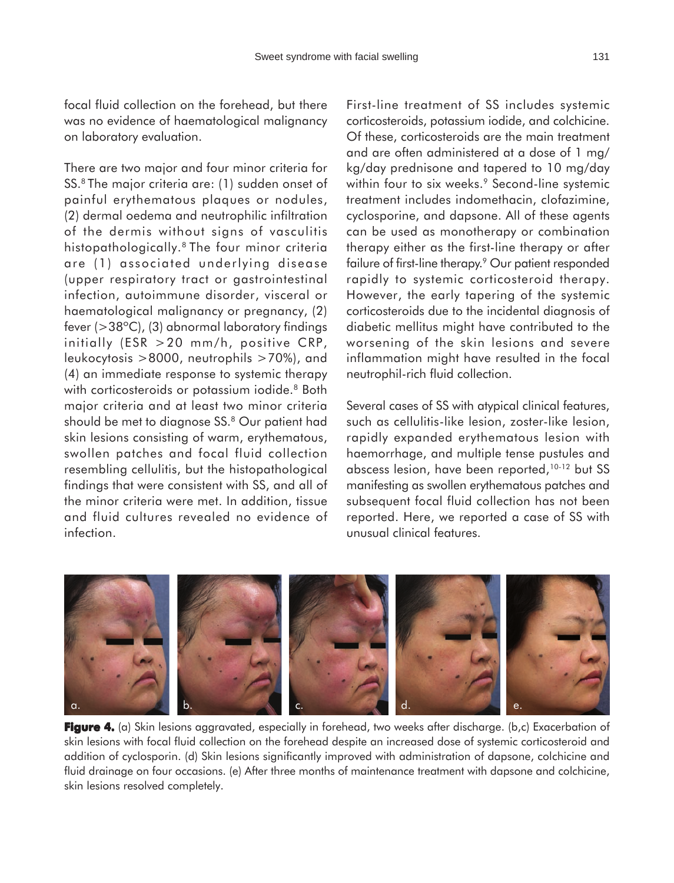focal fluid collection on the forehead, but there was no evidence of haematological malignancy on laboratory evaluation.

There are two major and four minor criteria for SS.[8] The major criteria are: (1) sudden onset of painful erythematous plaques or nodules, (2) dermal oedema and neutrophilic infiltration of the dermis without signs of vasculitis histopathologically.[8] The four minor criteria are (1) associated underlying disease (upper respiratory tract or gastrointestinal infection, autoimmune disorder, visceral or haematological malignancy or pregnancy, (2) fever (>38°C), (3) abnormal laboratory findings initially (ESR >20 mm/h, positive CRP, leukocytosis >8000, neutrophils >70%), and (4) an immediate response to systemic therapy with corticosteroids or potassium iodide.[8] Both major criteria and at least two minor criteria should be met to diagnose SS.[8] Our patient had skin lesions consisting of warm, erythematous, swollen patches and focal fluid collection resembling cellulitis, but the histopathological findings that were consistent with SS, and all of the minor criteria were met. In addition, tissue and fluid cultures revealed no evidence of infection.

First-line treatment of SS includes systemic corticosteroids, potassium iodide, and colchicine. Of these, corticosteroids are the main treatment and are often administered at a dose of 1 mg/kg/day prednisone and tapered to 10 mg/day within four to six weeks.[9] Second-line systemic treatment includes indomethacin, clofazimine, cyclosporine, and dapsone. All of these agents can be used as monotherapy or combination therapy either as the first-line therapy or after failure of first-line therapy.[9] Our patient responded rapidly to systemic corticosteroid therapy. However, the early tapering of the systemic corticosteroids due to the incidental diagnosis of diabetic mellitus might have contributed to the worsening of the skin lesions and severe inflammation might have resulted in the focal neutrophil-rich fluid collection.

Several cases of SS with atypical clinical features, such as cellulitis-like lesion, zoster-like lesion, rapidly expanded erythematous lesion with haemorrhage, and multiple tense pustules and abscess lesion, have been reported,[10-12] but SS manifesting as swollen erythematous patches and subsequent focal fluid collection has not been reported. Here, we reported a case of SS with unusual clinical features.

**Figure 4.** (a) Skin lesions aggravated, especially in forehead, two weeks after discharge. (b,c) Exacerbation of skin lesions with focal fluid collection on the forehead despite an increased dose of systemic corticosteroid and addition of cyclosporin. (d) Skin lesions significantly improved with administration of dapsone, colchicine and fluid drainage on four occasions. (e) After three months of maintenance treatment with dapsone and colchicine, skin lesions resolved completely.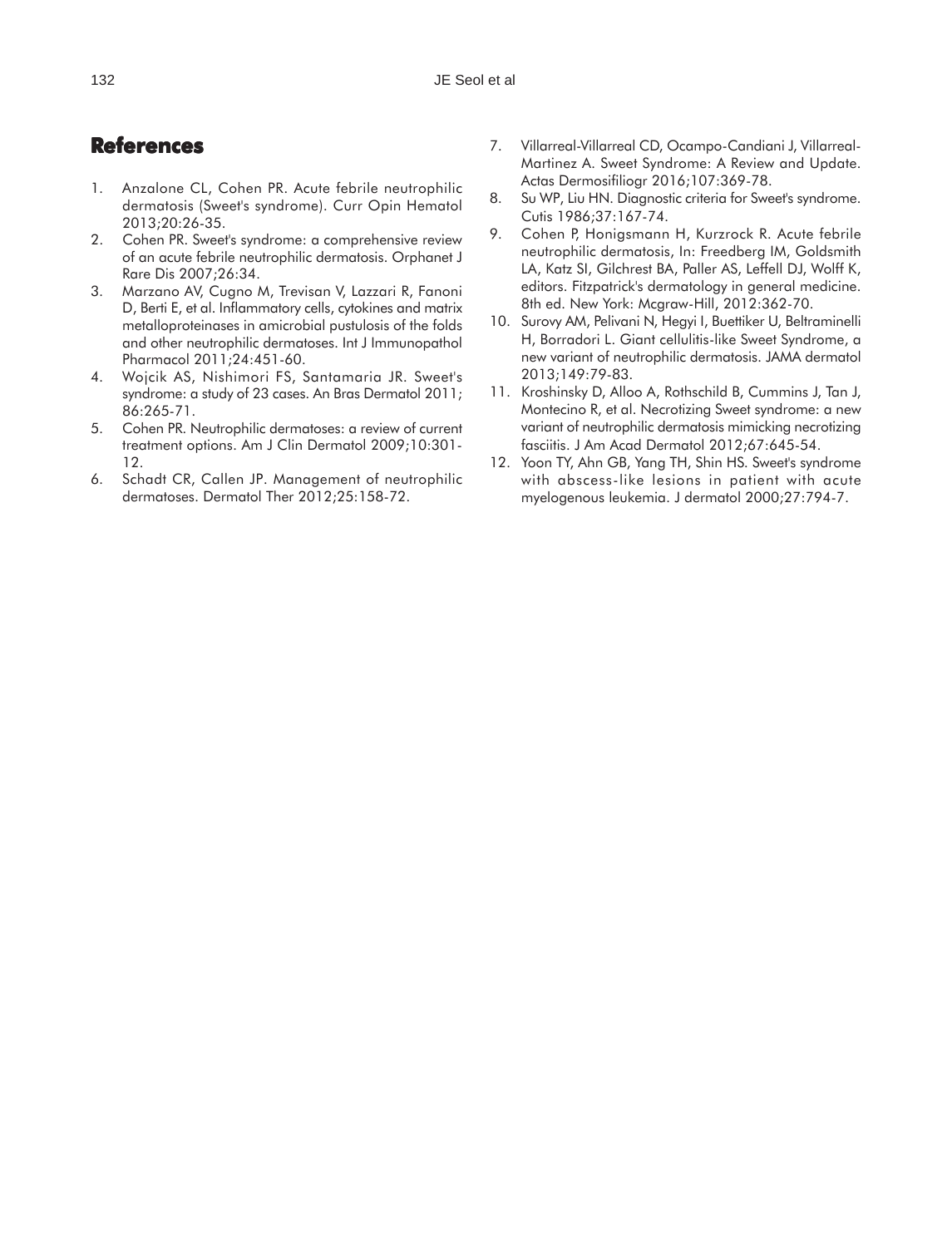## References

1. Anzalone CL, Cohen PR. Acute febrile neutrophilic dermatosis (Sweet's syndrome). Curr Opin Hematol 2013;20:26-35.
2. Cohen PR. Sweet's syndrome: a comprehensive review of an acute febrile neutrophilic dermatosis. Orphanet J Rare Dis 2007;26:34.
3. Marzano AV, Cugno M, Trevisan V, Lazzari R, Fanoni D, Berti E, et al. Inflammatory cells, cytokines and matrix metalloproteinases in amicrobial pustulosis of the folds and other neutrophilic dermatoses. Int J Immunopathol Pharmacol 2011;24:451-60.
4. Wojcik AS, Nishimori FS, Santamaria JR. Sweet's syndrome: a study of 23 cases. An Bras Dermatol 2011; 86:265-71.
5. Cohen PR. Neutrophilic dermatoses: a review of current treatment options. Am J Clin Dermatol 2009;10:301-12.
6. Schadt CR, Callen JP. Management of neutrophilic dermatoses. Dermatol Ther 2012;25:158-72.
7. Villarreal-Villarreal CD, Ocampo-Candiani J, Villarreal-Martinez A. Sweet Syndrome: A Review and Update. Actas Dermosifiliogr 2016;107:369-78.
8. Su WP, Liu HN. Diagnostic criteria for Sweet's syndrome. Cutis 1986;37:167-74.
9. Cohen P, Honigsmann H, Kurzrock R. Acute febrile neutrophilic dermatosis, In: Freedberg IM, Goldsmith LA, Katz SI, Gilchrest BA, Paller AS, Leffell DJ, Wolff K, editors. Fitzpatrick's dermatology in general medicine. 8th ed. New York: Mcgraw-Hill, 2012:362-70.
10. Surovy AM, Pelivani N, Hegyi I, Buettiker U, Beltraminelli H, Borradori L. Giant cellulitis-like Sweet Syndrome, a new variant of neutrophilic dermatosis. JAMA dermatol 2013;149:79-83.
11. Kroshinsky D, Alloo A, Rothschild B, Cummins J, Tan J, Montecino R, et al. Necrotizing Sweet syndrome: a new variant of neutrophilic dermatosis mimicking necrotizing fasciitis. J Am Acad Dermatol 2012;67:645-54.
12. Yoon TY, Ahn GB, Yang TH, Shin HS. Sweet's syndrome with abscess-like lesions in patient with acute myelogenous leukemia. J dermatol 2000;27:794-7.